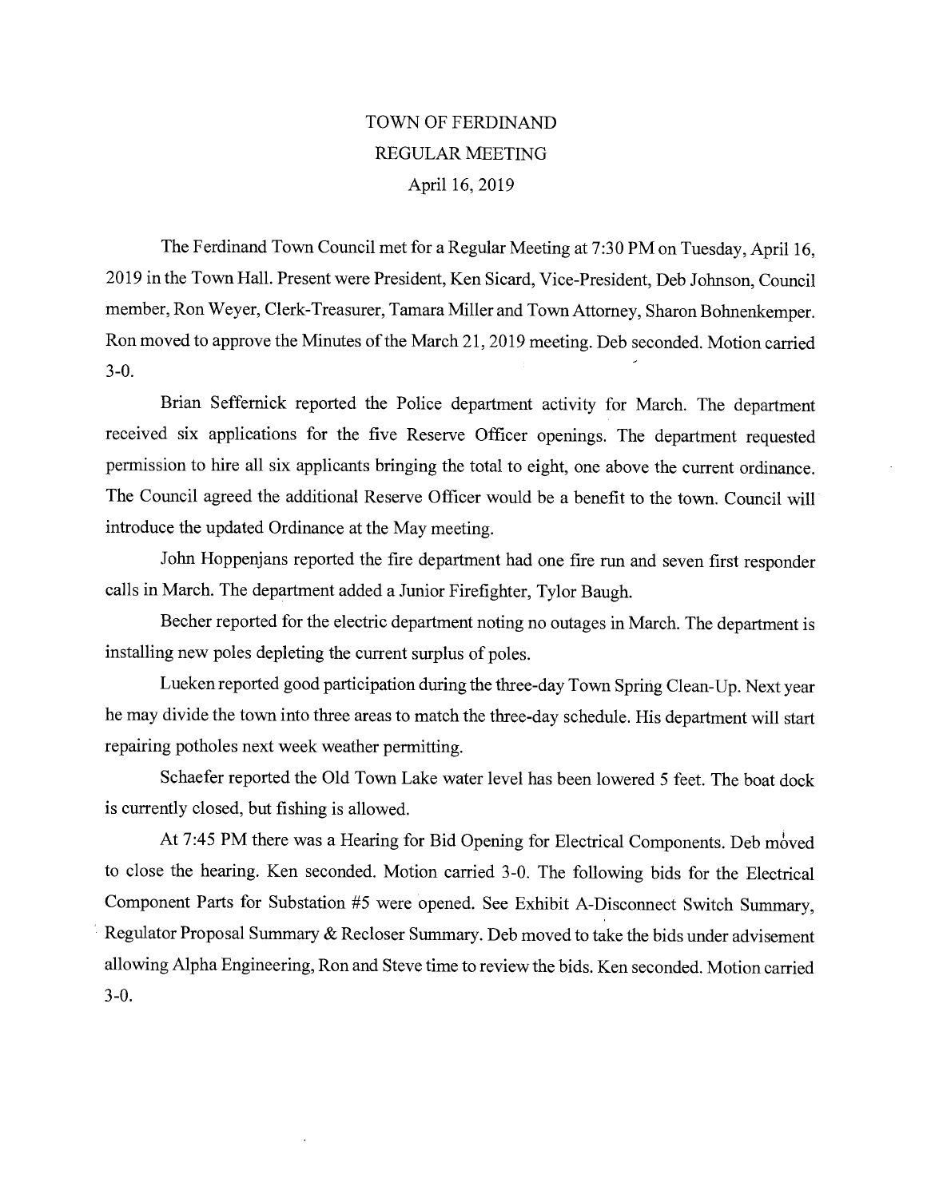# TOWN OF FERDINAND
## REGULAR MEETING
### April 16, 2019

The Ferdinand Town Council met for a Regular Meeting at 7:30 PM on Tuesday, April 16, 2019 in the Town Hall. Present were President, Ken Sicard, Vice-President, Deb Johnson, Council member, Ron Weyer, Clerk-Treasurer, Tamara Miller and Town Attorney, Sharon Bohnenkemper. Ron moved to approve the Minutes of the March 21, 2019 meeting. Deb seconded. Motion carried 3-0.

Brian Seffernick reported the Police department activity for March. The department received six applications for the five Reserve Officer openings. The department requested permission to hire all six applicants bringing the total to eight, one above the current ordinance. The Council agreed the additional Reserve Officer would be a benefit to the town. Council will introduce the updated Ordinance at the May meeting.

John Hoppenjans reported the fire department had one fire run and seven first responder calls in March. The department added a Junior Firefighter, Tylor Baugh.

Becher reported for the electric department noting no outages in March. The department is installing new poles depleting the current surplus of poles.

Lueken reported good participation during the three-day Town Spring Clean-Up. Next year he may divide the town into three areas to match the three-day schedule. His department will start repairing potholes next week weather permitting.

Schaefer reported the Old Town Lake water level has been lowered 5 feet. The boat dock is currently closed, but fishing is allowed.

At 7:45 PM there was a Hearing for Bid Opening for Electrical Components. Deb moved to close the hearing. Ken seconded. Motion carried 3-0. The following bids for the Electrical Component Parts for Substation #5 were opened. See Exhibit A-Disconnect Switch Summary, Regulator Proposal Summary & Recloser Summary. Deb moved to take the bids under advisement allowing Alpha Engineering, Ron and Steve time to review the bids. Ken seconded. Motion carried 3-0.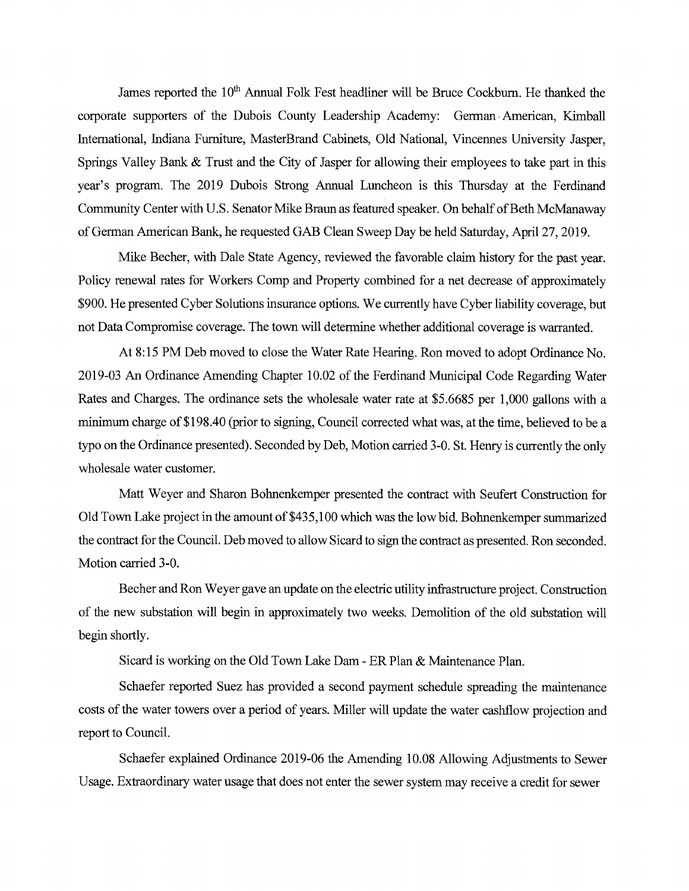James reported the 10th Annual Folk Fest headliner will be Bruce Cockburn. He thanked the corporate supporters of the Dubois County Leadership Academy: German American, Kimball International, Indiana Furniture, MasterBrand Cabinets, Old National, Vincennes University Jasper, Springs Valley Bank & Trust and the City of Jasper for allowing their employees to take part in this year's program. The 2019 Dubois Strong Annual Luncheon is this Thursday at the Ferdinand Community Center with U.S. Senator Mike Braun as featured speaker. On behalf of Beth McManaway of German American Bank, he requested GAB Clean Sweep Day be held Saturday, April 27, 2019.

Mike Becher, with Dale State Agency, reviewed the favorable claim history for the past year. Policy renewal rates for Workers Comp and Property combined for a net decrease of approximately $900. He presented Cyber Solutions insurance options. We currently have Cyber liability coverage, but not Data Compromise coverage. The town will determine whether additional coverage is warranted.

At 8:15 PM Deb moved to close the Water Rate Hearing. Ron moved to adopt Ordinance No. 2019-03 An Ordinance Amending Chapter 10.02 of the Ferdinand Municipal Code Regarding Water Rates and Charges. The ordinance sets the wholesale water rate at $5.6685 per 1,000 gallons with a minimum charge of $198.40 (prior to signing, Council corrected what was, at the time, believed to be a typo on the Ordinance presented). Seconded by Deb, Motion carried 3-0. St. Henry is currently the only wholesale water customer.

Matt Weyer and Sharon Bohnenkemper presented the contract with Seufert Construction for Old Town Lake project in the amount of $435,100 which was the low bid. Bohnenkemper summarized the contract for the Council. Deb moved to allow Sicard to sign the contract as presented. Ron seconded. Motion carried 3-0.

Becher and Ron Weyer gave an update on the electric utility infrastructure project. Construction of the new substation will begin in approximately two weeks. Demolition of the old substation will begin shortly.

Sicard is working on the Old Town Lake Dam - ER Plan & Maintenance Plan.

Schaefer reported Suez has provided a second payment schedule spreading the maintenance costs of the water towers over a period of years. Miller will update the water cashflow projection and report to Council.

Schaefer explained Ordinance 2019-06 the Amending 10.08 Allowing Adjustments to Sewer Usage. Extraordinary water usage that does not enter the sewer system may receive a credit for sewer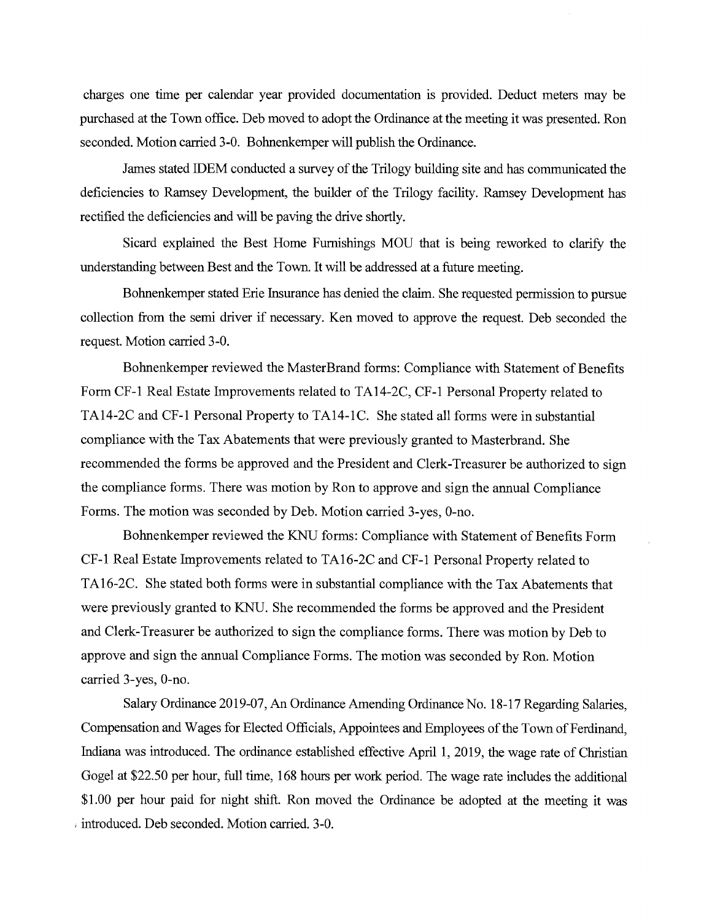charges one time per calendar year provided documentation is provided. Deduct meters may be purchased at the Town office. Deb moved to adopt the Ordinance at the meeting it was presented. Ron seconded. Motion carried 3-0. Bohnenkemper will publish the Ordinance.

James stated IDEM conducted a survey of the Trilogy building site and has communicated the deficiencies to Ramsey Development, the builder of the Trilogy facility. Ramsey Development has rectified the deficiencies and will be paving the drive shortly.

Sicard explained the Best Home Furnishings MOU that is being reworked to clarify the understanding between Best and the Town. It will be addressed at a future meeting.

Bohnenkemper stated Erie Insurance has denied the claim. She requested permission to pursue collection from the semi driver if necessary. Ken moved to approve the request. Deb seconded the request. Motion carried 3-0.

Bohnenkemper reviewed the MasterBrand forms: Compliance with Statement of Benefits Form CF-1 Real Estate Improvements related to TA14-2C, CF-1 Personal Property related to TA14-2C and CF-1 Personal Property to TA14-1C. She stated all forms were in substantial compliance with the Tax Abatements that were previously granted to Masterbrand. She recommended the forms be approved and the President and Clerk-Treasurer be authorized to sign the compliance forms. There was motion by Ron to approve and sign the annual Compliance Forms. The motion was seconded by Deb. Motion carried 3-yes, 0-no.

Bohnenkemper reviewed the KNU forms: Compliance with Statement of Benefits Form CF-1 Real Estate Improvements related to TA16-2C and CF-1 Personal Property related to TA16-2C. She stated both forms were in substantial compliance with the Tax Abatements that were previously granted to KNU. She recommended the forms be approved and the President and Clerk-Treasurer be authorized to sign the compliance forms. There was motion by Deb to approve and sign the annual Compliance Forms. The motion was seconded by Ron. Motion carried 3-yes, 0-no.

Salary Ordinance 2019-07, An Ordinance Amending Ordinance No. 18-17 Regarding Salaries, Compensation and Wages for Elected Officials, Appointees and Employees of the Town of Ferdinand, Indiana was introduced. The ordinance established effective April 1, 2019, the wage rate of Christian Gogel at $22.50 per hour, full time, 168 hours per work period. The wage rate includes the additional $1.00 per hour paid for night shift. Ron moved the Ordinance be adopted at the meeting it was introduced. Deb seconded. Motion carried. 3-0.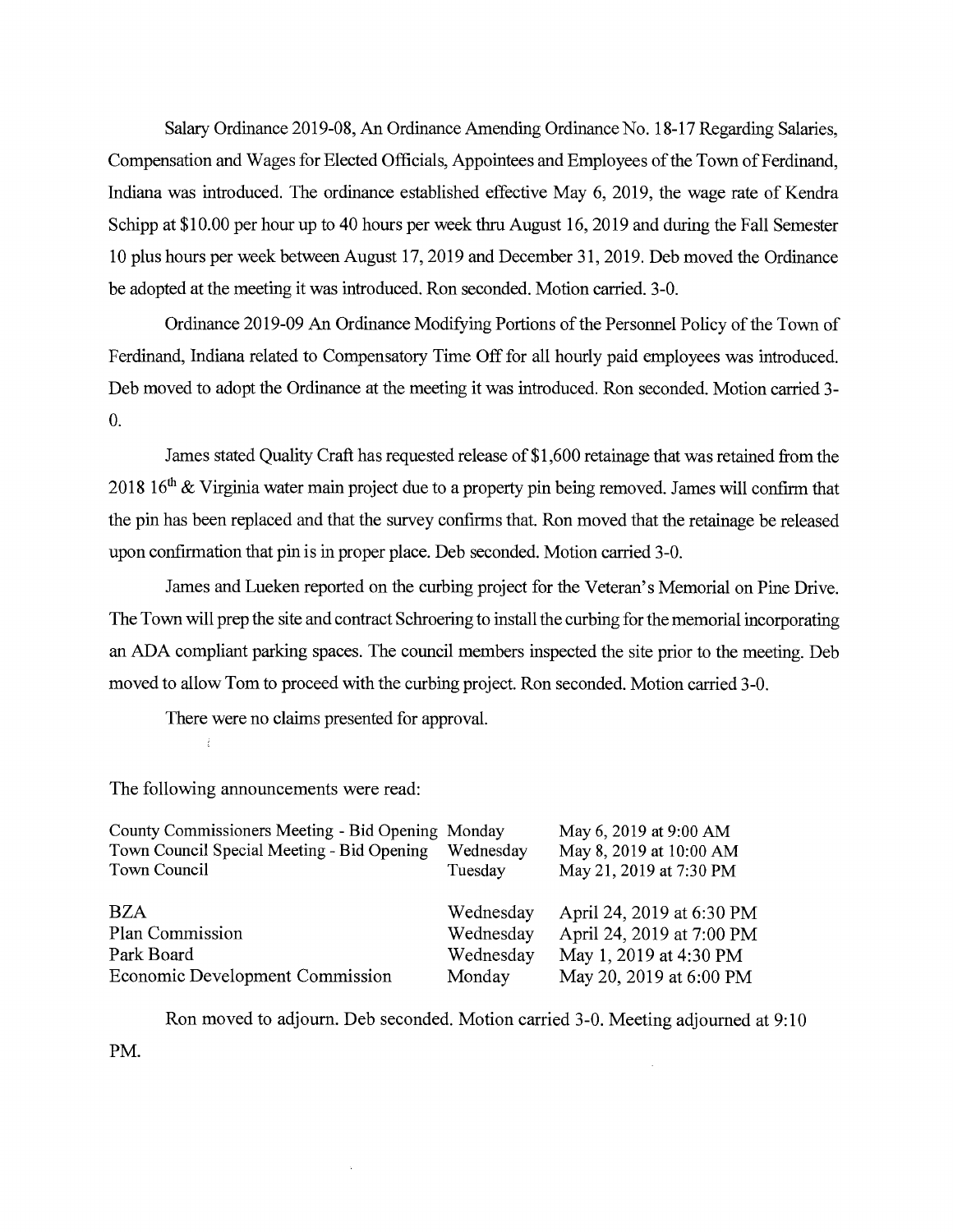Salary Ordinance 2019-08, An Ordinance Amending Ordinance No. 18-17 Regarding Salaries, Compensation and Wages for Elected Officials, Appointees and Employees of the Town of Ferdinand, Indiana was introduced. The ordinance established effective May 6, 2019, the wage rate of Kendra Schipp at $10.00 per hour up to 40 hours per week thru August 16, 2019 and during the Fall Semester 10 plus hours per week between August 17, 2019 and December 31, 2019. Deb moved the Ordinance be adopted at the meeting it was introduced. Ron seconded. Motion carried. 3-0.

Ordinance 2019-09 An Ordinance Modifying Portions of the Personnel Policy of the Town of Ferdinand, Indiana related to Compensatory Time Off for all hourly paid employees was introduced. Deb moved to adopt the Ordinance at the meeting it was introduced. Ron seconded. Motion carried 3-0.

James stated Quality Craft has requested release of $1,600 retainage that was retained from the 2018 16th & Virginia water main project due to a property pin being removed. James will confirm that the pin has been replaced and that the survey confirms that. Ron moved that the retainage be released upon confirmation that pin is in proper place. Deb seconded. Motion carried 3-0.

James and Lueken reported on the curbing project for the Veteran's Memorial on Pine Drive. The Town will prep the site and contract Schroering to install the curbing for the memorial incorporating an ADA compliant parking spaces. The council members inspected the site prior to the meeting. Deb moved to allow Tom to proceed with the curbing project. Ron seconded. Motion carried 3-0.

There were no claims presented for approval.

The following announcements were read:

| | | |
|---|---|---|
| County Commissioners Meeting - Bid Opening | Monday | May 6, 2019 at 9:00 AM |
| Town Council Special Meeting - Bid Opening | Wednesday | May 8, 2019 at 10:00 AM |
| Town Council | Tuesday | May 21, 2019 at 7:30 PM |
| BZA | Wednesday | April 24, 2019 at 6:30 PM |
| Plan Commission | Wednesday | April 24, 2019 at 7:00 PM |
| Park Board | Wednesday | May 1, 2019 at 4:30 PM |
| Economic Development Commission | Monday | May 20, 2019 at 6:00 PM |

Ron moved to adjourn. Deb seconded. Motion carried 3-0. Meeting adjourned at 9:10 PM.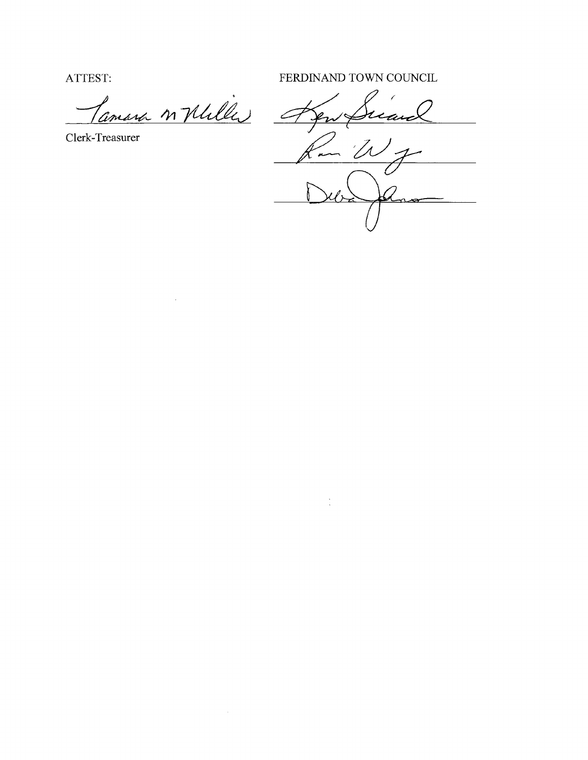ATTEST: FERDINAND TOWN COUNCIL

Tamara M Miller _________________________ Ken Sicard _________________________

Clerk-Treasurer

Ron W _________________________

Deb Johnson _________________________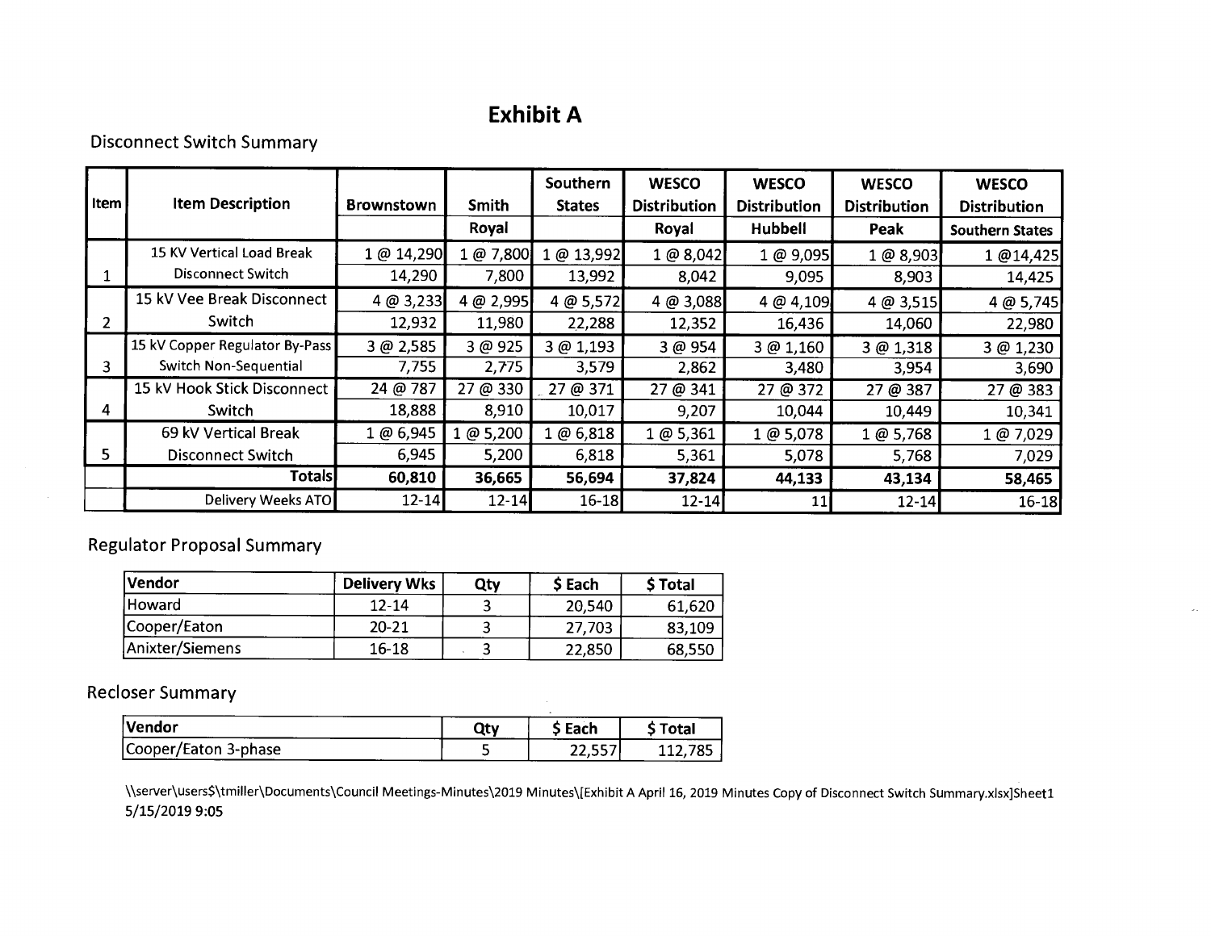# Exhibit A

Disconnect Switch Summary

| Item | Item Description | Brownstown | Smith Royal | Southern States | WESCO Distribution Royal | WESCO Distribution Hubbell | WESCO Distribution Peak | WESCO Distribution Southern States |
|---|---|---|---|---|---|---|---|---|
| 1 | 15 KV Vertical Load Break Disconnect Switch | 1 @ 14,290 | 1 @ 7,800 | 1 @ 13,992 | 1 @ 8,042 | 1 @ 9,095 | 1 @ 8,903 | 1 @14,425 |
| | | 14,290 | 7,800 | 13,992 | 8,042 | 9,095 | 8,903 | 14,425 |
| 2 | 15 kV Vee Break Disconnect Switch | 4 @ 3,233 | 4 @ 2,995 | 4 @ 5,572 | 4 @ 3,088 | 4 @ 4,109 | 4 @ 3,515 | 4 @ 5,745 |
| | | 12,932 | 11,980 | 22,288 | 12,352 | 16,436 | 14,060 | 22,980 |
| 3 | 15 kV Copper Regulator By-Pass Switch Non-Sequential | 3 @ 2,585 | 3 @ 925 | 3 @ 1,193 | 3 @ 954 | 3 @ 1,160 | 3 @ 1,318 | 3 @ 1,230 |
| | | 7,755 | 2,775 | 3,579 | 2,862 | 3,480 | 3,954 | 3,690 |
| 4 | 15 kV Hook Stick Disconnect Switch | 24 @ 787 | 27 @ 330 | 27 @ 371 | 27 @ 341 | 27 @ 372 | 27 @ 387 | 27 @ 383 |
| | | 18,888 | 8,910 | 10,017 | 9,207 | 10,044 | 10,449 | 10,341 |
| 5 | 69 kV Vertical Break Disconnect Switch | 1 @ 6,945 | 1 @ 5,200 | 1 @ 6,818 | 1 @ 5,361 | 1 @ 5,078 | 1 @ 5,768 | 1 @ 7,029 |
| | | 6,945 | 5,200 | 6,818 | 5,361 | 5,078 | 5,768 | 7,029 |
| | **Totals** | **60,810** | **36,665** | **56,694** | **37,824** | **44,133** | **43,134** | **58,465** |
| | Delivery Weeks ATO | 12-14 | 12-14 | 16-18 | 12-14 | 11 | 12-14 | 16-18 |

Regulator Proposal Summary

| Vendor | Delivery Wks | Qty | $ Each | $ Total |
|---|---|---|---|---|
| Howard | 12-14 | 3 | 20,540 | 61,620 |
| Cooper/Eaton | 20-21 | 3 | 27,703 | 83,109 |
| Anixter/Siemens | 16-18 | 3 | 22,850 | 68,550 |

Recloser Summary

| Vendor | Qty | $ Each | $ Total |
|---|---|---|---|
| Cooper/Eaton 3-phase | 5 | 22,557 | 112,785 |

\\server\users$\tmiller\Documents\Council Meetings-Minutes\2019 Minutes\[Exhibit A April 16, 2019 Minutes Copy of Disconnect Switch Summary.xlsx]Sheet1
5/15/2019 9:05